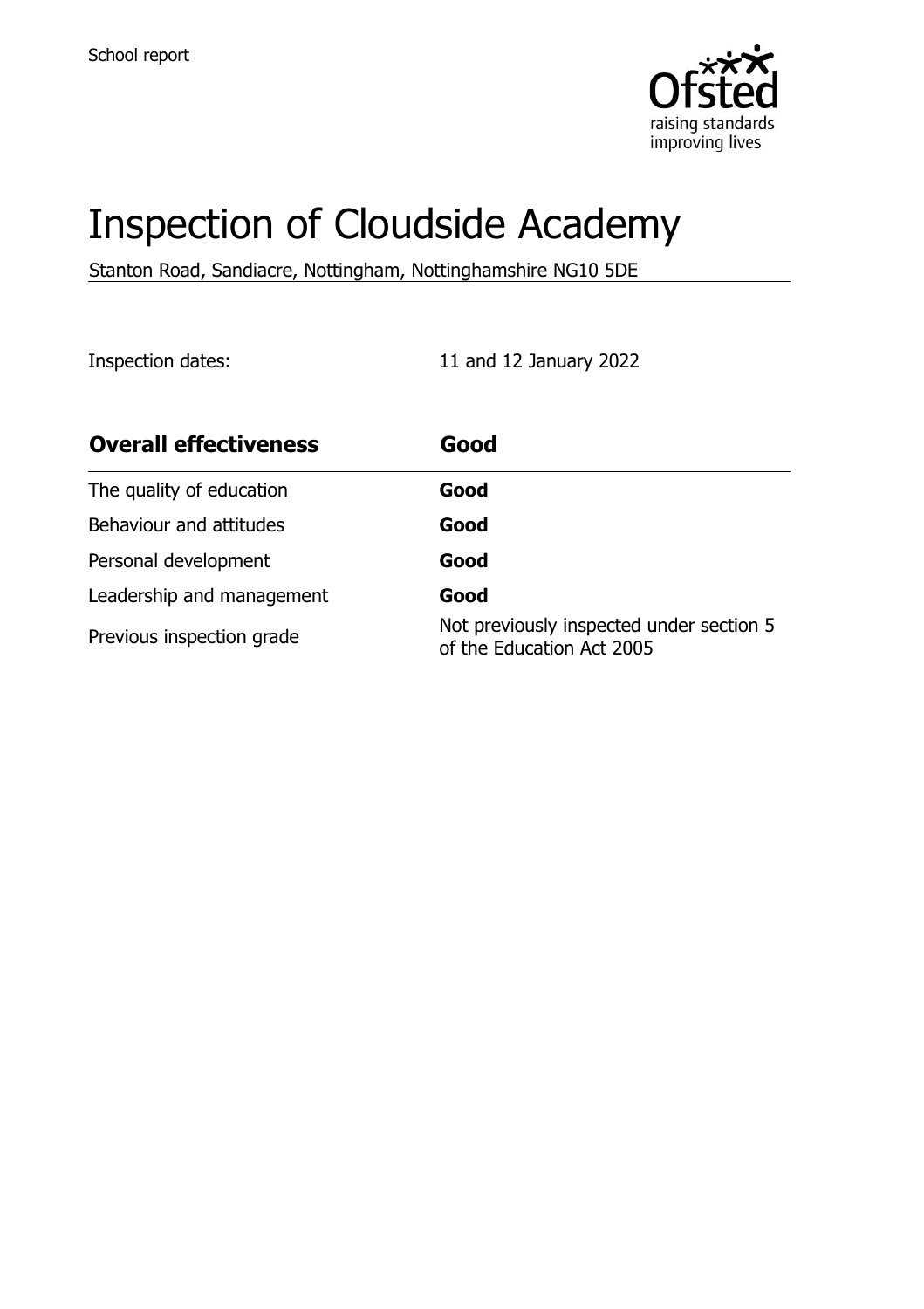School report

# Inspection of Cloudside Academy

Stanton Road, Sandiacre, Nottingham, Nottinghamshire NG10 5DE

Inspection dates: 11 and 12 January 2022

| Overall effectiveness | Good |
| --- | --- |
| The quality of education | **Good** |
| Behaviour and attitudes | **Good** |
| Personal development | **Good** |
| Leadership and management | **Good** |
| Previous inspection grade | Not previously inspected under section 5 of the Education Act 2005 |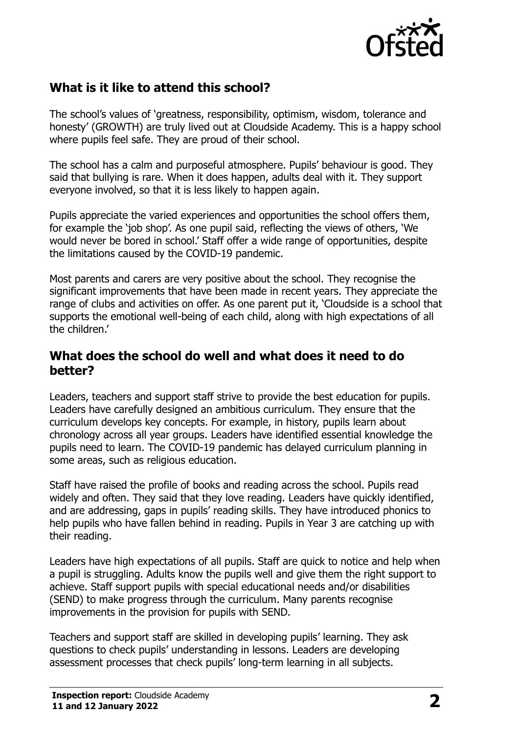## What is it like to attend this school?

The school's values of 'greatness, responsibility, optimism, wisdom, tolerance and honesty' (GROWTH) are truly lived out at Cloudside Academy. This is a happy school where pupils feel safe. They are proud of their school.

The school has a calm and purposeful atmosphere. Pupils' behaviour is good. They said that bullying is rare. When it does happen, adults deal with it. They support everyone involved, so that it is less likely to happen again.

Pupils appreciate the varied experiences and opportunities the school offers them, for example the 'job shop'. As one pupil said, reflecting the views of others, 'We would never be bored in school.' Staff offer a wide range of opportunities, despite the limitations caused by the COVID-19 pandemic.

Most parents and carers are very positive about the school. They recognise the significant improvements that have been made in recent years. They appreciate the range of clubs and activities on offer. As one parent put it, 'Cloudside is a school that supports the emotional well-being of each child, along with high expectations of all the children.'

## What does the school do well and what does it need to do better?

Leaders, teachers and support staff strive to provide the best education for pupils. Leaders have carefully designed an ambitious curriculum. They ensure that the curriculum develops key concepts. For example, in history, pupils learn about chronology across all year groups. Leaders have identified essential knowledge the pupils need to learn. The COVID-19 pandemic has delayed curriculum planning in some areas, such as religious education.

Staff have raised the profile of books and reading across the school. Pupils read widely and often. They said that they love reading. Leaders have quickly identified, and are addressing, gaps in pupils' reading skills. They have introduced phonics to help pupils who have fallen behind in reading. Pupils in Year 3 are catching up with their reading.

Leaders have high expectations of all pupils. Staff are quick to notice and help when a pupil is struggling. Adults know the pupils well and give them the right support to achieve. Staff support pupils with special educational needs and/or disabilities (SEND) to make progress through the curriculum. Many parents recognise improvements in the provision for pupils with SEND.

Teachers and support staff are skilled in developing pupils' learning. They ask questions to check pupils' understanding in lessons. Leaders are developing assessment processes that check pupils' long-term learning in all subjects.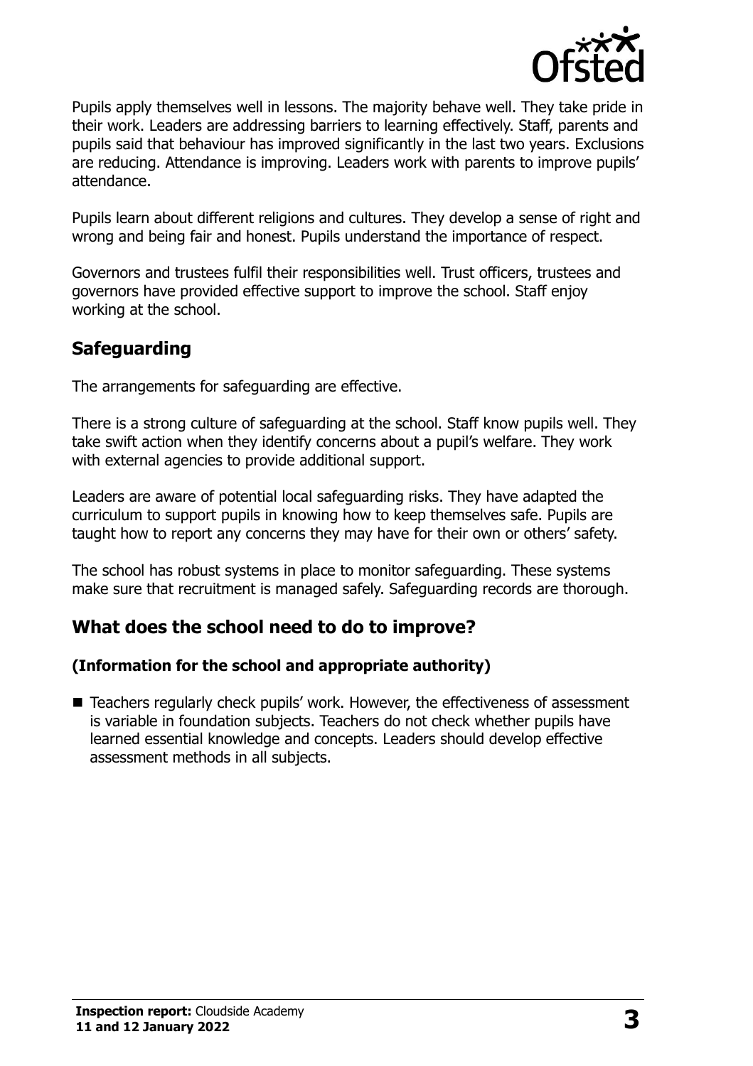Pupils apply themselves well in lessons. The majority behave well. They take pride in their work. Leaders are addressing barriers to learning effectively. Staff, parents and pupils said that behaviour has improved significantly in the last two years. Exclusions are reducing. Attendance is improving. Leaders work with parents to improve pupils' attendance.

Pupils learn about different religions and cultures. They develop a sense of right and wrong and being fair and honest. Pupils understand the importance of respect.

Governors and trustees fulfil their responsibilities well. Trust officers, trustees and governors have provided effective support to improve the school. Staff enjoy working at the school.

## Safeguarding

The arrangements for safeguarding are effective.

There is a strong culture of safeguarding at the school. Staff know pupils well. They take swift action when they identify concerns about a pupil's welfare. They work with external agencies to provide additional support.

Leaders are aware of potential local safeguarding risks. They have adapted the curriculum to support pupils in knowing how to keep themselves safe. Pupils are taught how to report any concerns they may have for their own or others' safety.

The school has robust systems in place to monitor safeguarding. These systems make sure that recruitment is managed safely. Safeguarding records are thorough.

## What does the school need to do to improve?

### (Information for the school and appropriate authority)

- Teachers regularly check pupils' work. However, the effectiveness of assessment is variable in foundation subjects. Teachers do not check whether pupils have learned essential knowledge and concepts. Leaders should develop effective assessment methods in all subjects.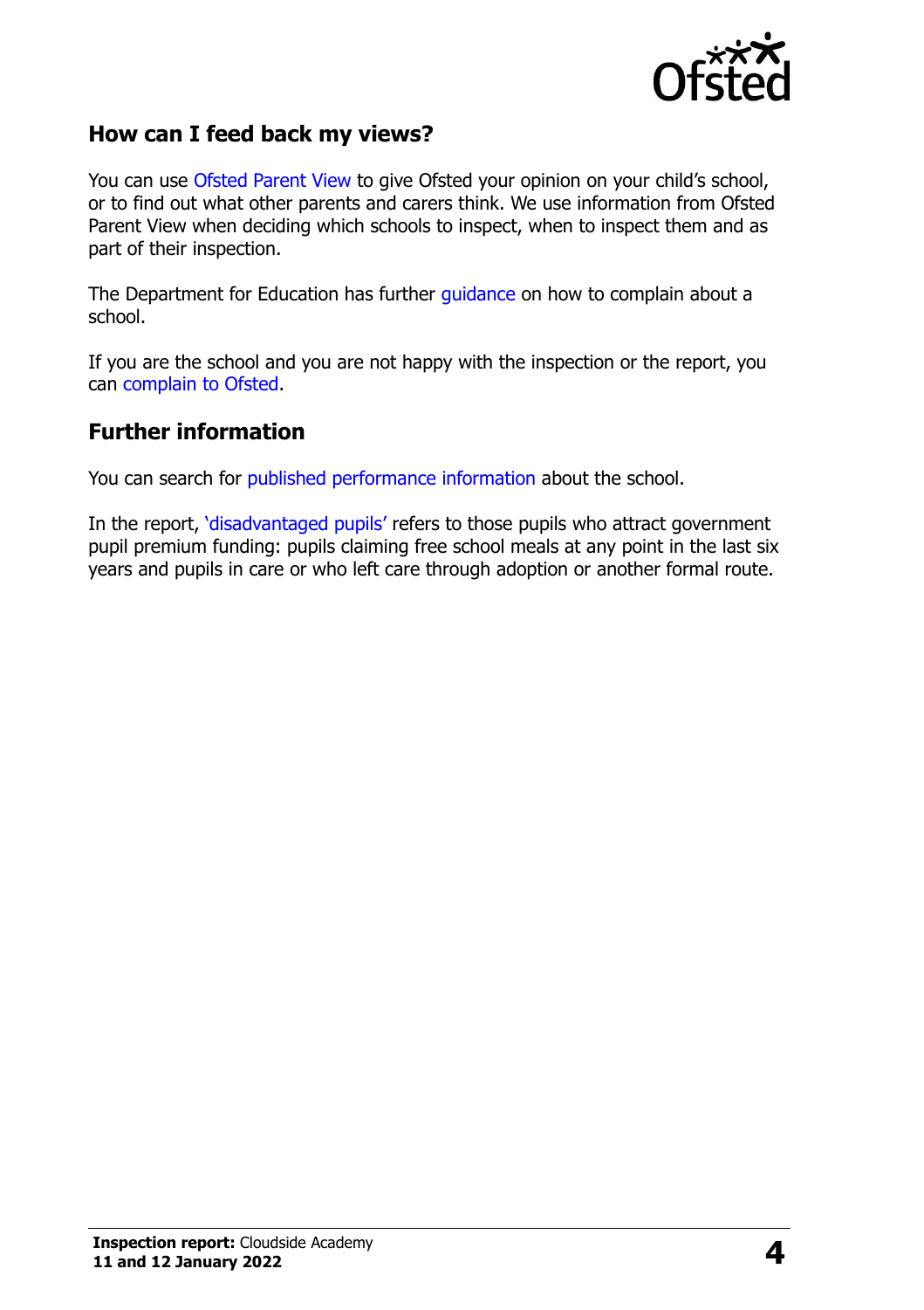## How can I feed back my views?

You can use Ofsted Parent View to give Ofsted your opinion on your child's school, or to find out what other parents and carers think. We use information from Ofsted Parent View when deciding which schools to inspect, when to inspect them and as part of their inspection.

The Department for Education has further guidance on how to complain about a school.

If you are the school and you are not happy with the inspection or the report, you can complain to Ofsted.

## Further information

You can search for published performance information about the school.

In the report, 'disadvantaged pupils' refers to those pupils who attract government pupil premium funding: pupils claiming free school meals at any point in the last six years and pupils in care or who left care through adoption or another formal route.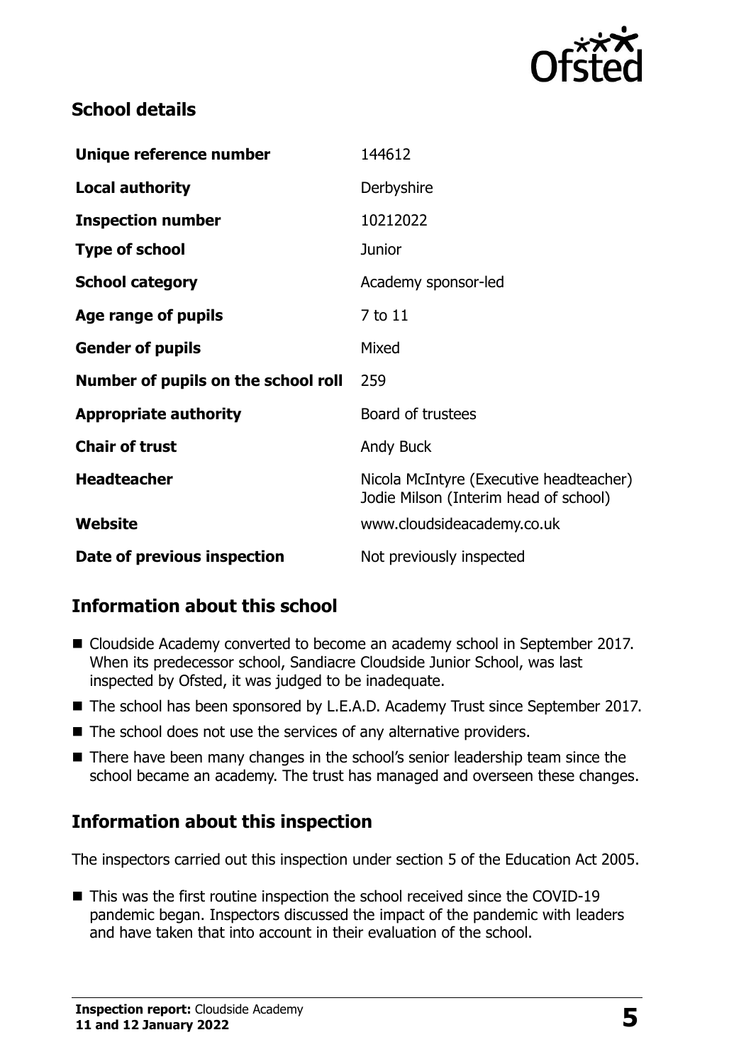## School details

| | |
|---|---|
| **Unique reference number** | 144612 |
| **Local authority** | Derbyshire |
| **Inspection number** | 10212022 |
| **Type of school** | Junior |
| **School category** | Academy sponsor-led |
| **Age range of pupils** | 7 to 11 |
| **Gender of pupils** | Mixed |
| **Number of pupils on the school roll** | 259 |
| **Appropriate authority** | Board of trustees |
| **Chair of trust** | Andy Buck |
| **Headteacher** | Nicola McIntyre (Executive headteacher)<br>Jodie Milson (Interim head of school) |
| **Website** | www.cloudsideacademy.co.uk |
| **Date of previous inspection** | Not previously inspected |

## Information about this school

- Cloudside Academy converted to become an academy school in September 2017. When its predecessor school, Sandiacre Cloudside Junior School, was last inspected by Ofsted, it was judged to be inadequate.
- The school has been sponsored by L.E.A.D. Academy Trust since September 2017.
- The school does not use the services of any alternative providers.
- There have been many changes in the school's senior leadership team since the school became an academy. The trust has managed and overseen these changes.

## Information about this inspection

The inspectors carried out this inspection under section 5 of the Education Act 2005.

- This was the first routine inspection the school received since the COVID-19 pandemic began. Inspectors discussed the impact of the pandemic with leaders and have taken that into account in their evaluation of the school.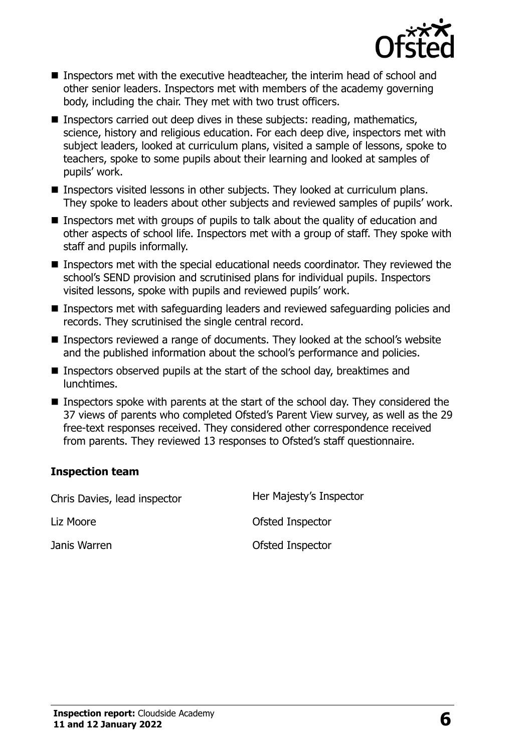- Inspectors met with the executive headteacher, the interim head of school and other senior leaders. Inspectors met with members of the academy governing body, including the chair. They met with two trust officers.
- Inspectors carried out deep dives in these subjects: reading, mathematics, science, history and religious education. For each deep dive, inspectors met with subject leaders, looked at curriculum plans, visited a sample of lessons, spoke to teachers, spoke to some pupils about their learning and looked at samples of pupils' work.
- Inspectors visited lessons in other subjects. They looked at curriculum plans. They spoke to leaders about other subjects and reviewed samples of pupils' work.
- Inspectors met with groups of pupils to talk about the quality of education and other aspects of school life. Inspectors met with a group of staff. They spoke with staff and pupils informally.
- Inspectors met with the special educational needs coordinator. They reviewed the school's SEND provision and scrutinised plans for individual pupils. Inspectors visited lessons, spoke with pupils and reviewed pupils' work.
- Inspectors met with safeguarding leaders and reviewed safeguarding policies and records. They scrutinised the single central record.
- Inspectors reviewed a range of documents. They looked at the school's website and the published information about the school's performance and policies.
- Inspectors observed pupils at the start of the school day, breaktimes and lunchtimes.
- Inspectors spoke with parents at the start of the school day. They considered the 37 views of parents who completed Ofsted's Parent View survey, as well as the 29 free-text responses received. They considered other correspondence received from parents. They reviewed 13 responses to Ofsted's staff questionnaire.

### Inspection team

| | |
|---|---|
| Chris Davies, lead inspector | Her Majesty's Inspector |
| Liz Moore | Ofsted Inspector |
| Janis Warren | Ofsted Inspector |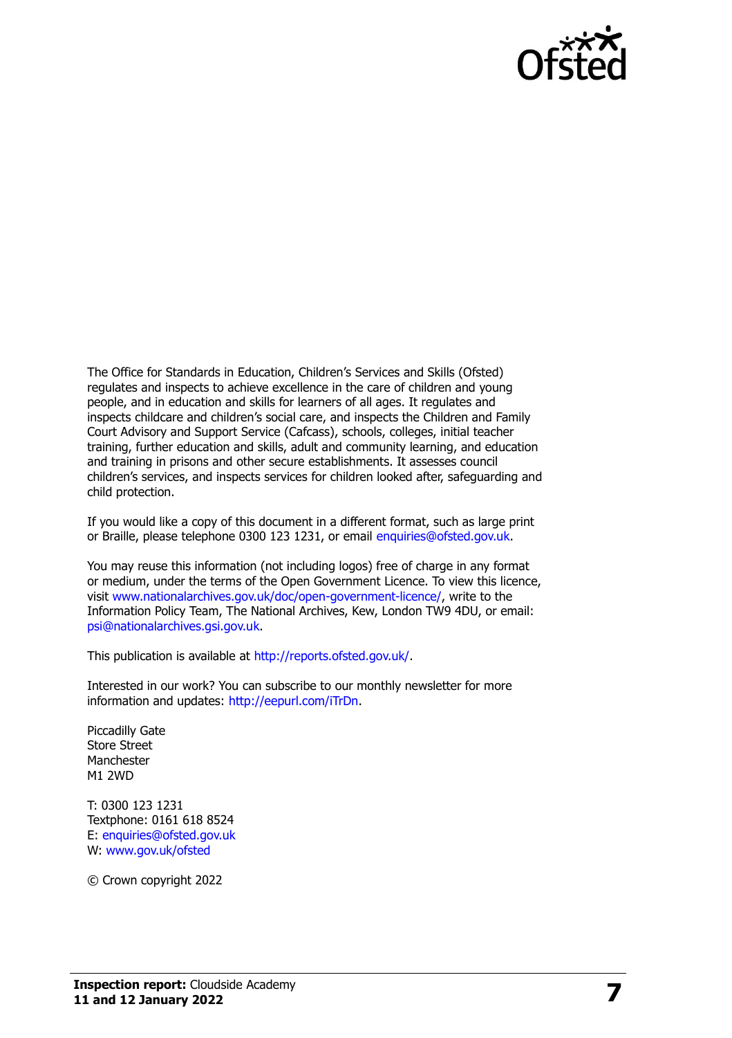The Office for Standards in Education, Children's Services and Skills (Ofsted) regulates and inspects to achieve excellence in the care of children and young people, and in education and skills for learners of all ages. It regulates and inspects childcare and children's social care, and inspects the Children and Family Court Advisory and Support Service (Cafcass), schools, colleges, initial teacher training, further education and skills, adult and community learning, and education and training in prisons and other secure establishments. It assesses council children's services, and inspects services for children looked after, safeguarding and child protection.

If you would like a copy of this document in a different format, such as large print or Braille, please telephone 0300 123 1231, or email enquiries@ofsted.gov.uk.

You may reuse this information (not including logos) free of charge in any format or medium, under the terms of the Open Government Licence. To view this licence, visit www.nationalarchives.gov.uk/doc/open-government-licence/, write to the Information Policy Team, The National Archives, Kew, London TW9 4DU, or email: psi@nationalarchives.gsi.gov.uk.

This publication is available at http://reports.ofsted.gov.uk/.

Interested in our work? You can subscribe to our monthly newsletter for more information and updates: http://eepurl.com/iTrDn.

Piccadilly Gate
Store Street
Manchester
M1 2WD

T: 0300 123 1231
Textphone: 0161 618 8524
E: enquiries@ofsted.gov.uk
W: www.gov.uk/ofsted

© Crown copyright 2022